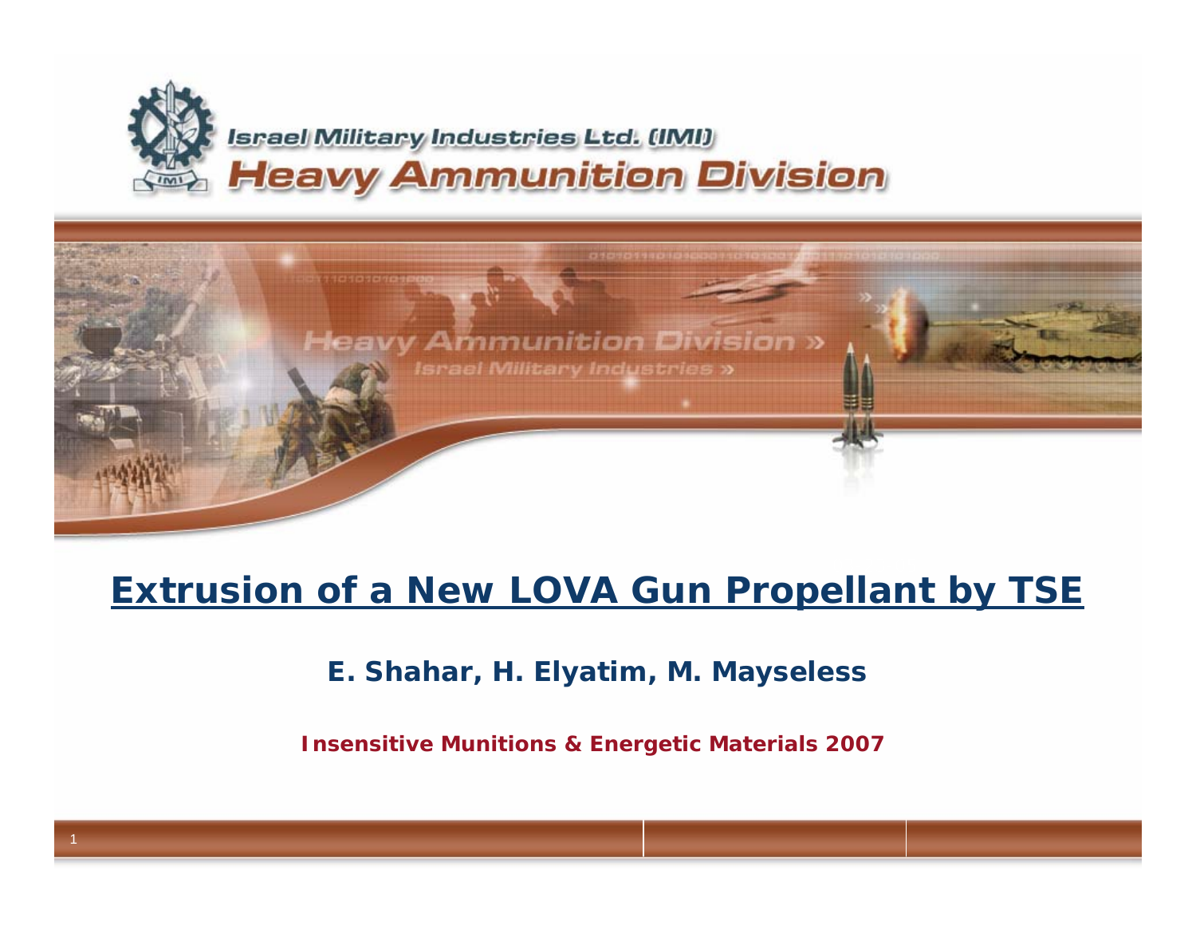Israel Military Industries Ltd. (IMI)

Heavy Ammunition Division

# Extrusion of a New LOVA Gun Propellant by TSE

**E. Shahar, H. Elyatim, M. Mayseless**

**Insensitive Munitions & Energetic Materials 2007**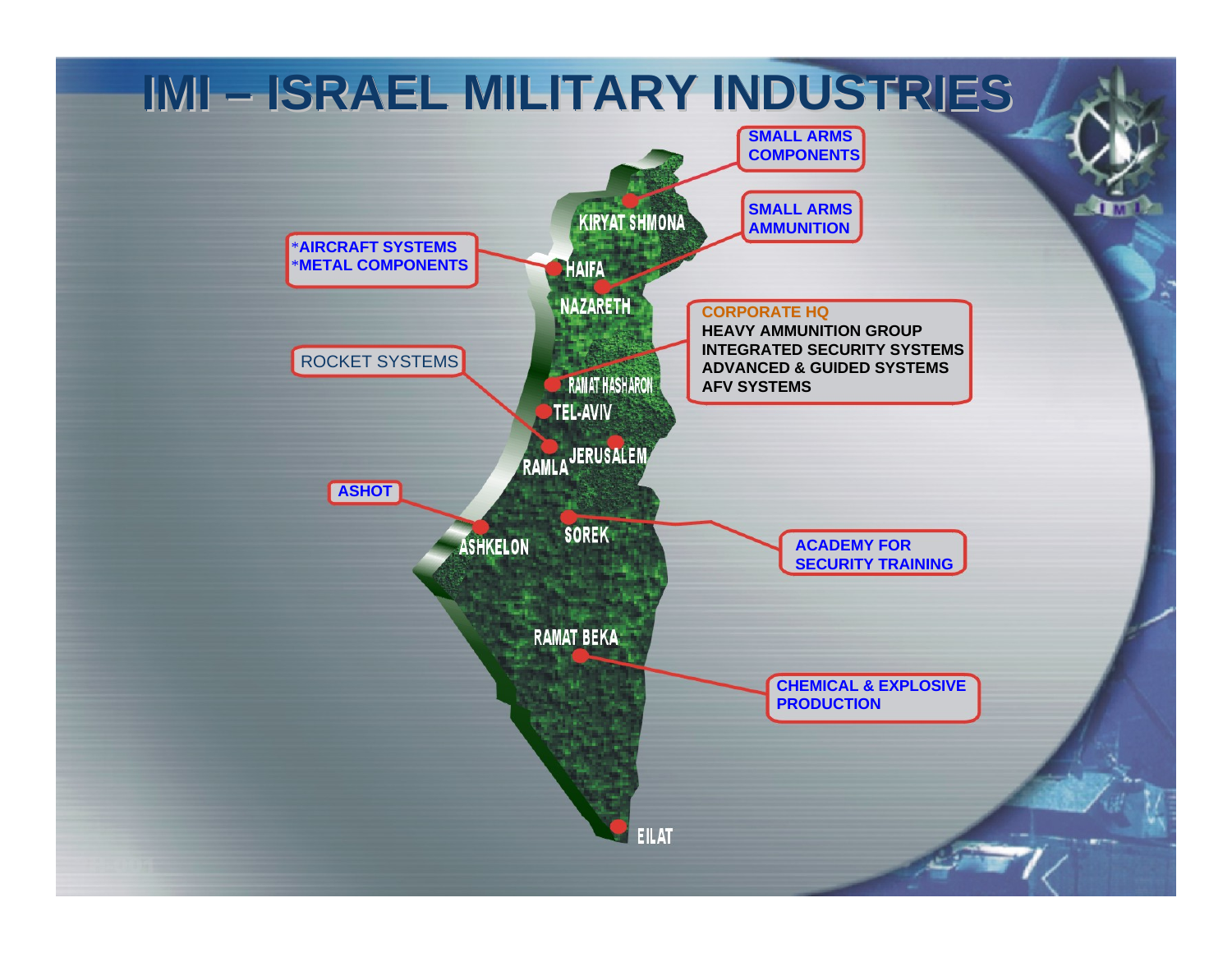# IMI – ISRAEL MILITARY INDUSTRIES

**SMALL ARMS COMPONENTS**

KIRYAT SHMONA

**SMALL ARMS AMMUNITION**

**\*AIRCRAFT SYSTEMS**
**\*METAL COMPONENTS**

HAIFA

NAZARETH

**CORPORATE HQ**
**HEAVY AMMUNITION GROUP**
**INTEGRATED SECURITY SYSTEMS**
**ADVANCED & GUIDED SYSTEMS**
**AFV SYSTEMS**

ROCKET SYSTEMS

RAMAT HASHARON

TEL-AVIV

RAMLA

JERUSALEM

**ASHOT**

ASHKELON

SOREK

**ACADEMY FOR SECURITY TRAINING**

RAMAT BEKA

**CHEMICAL & EXPLOSIVE PRODUCTION**

EILAT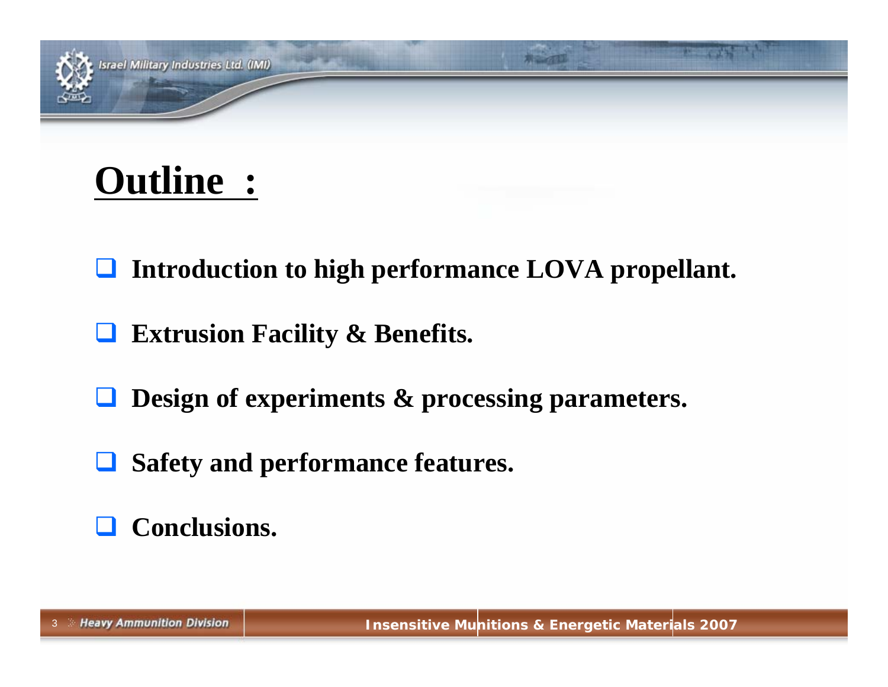# Outline :

- Introduction to high performance LOVA propellant.
- Extrusion Facility & Benefits.
- Design of experiments & processing parameters.
- Safety and performance features.
- Conclusions.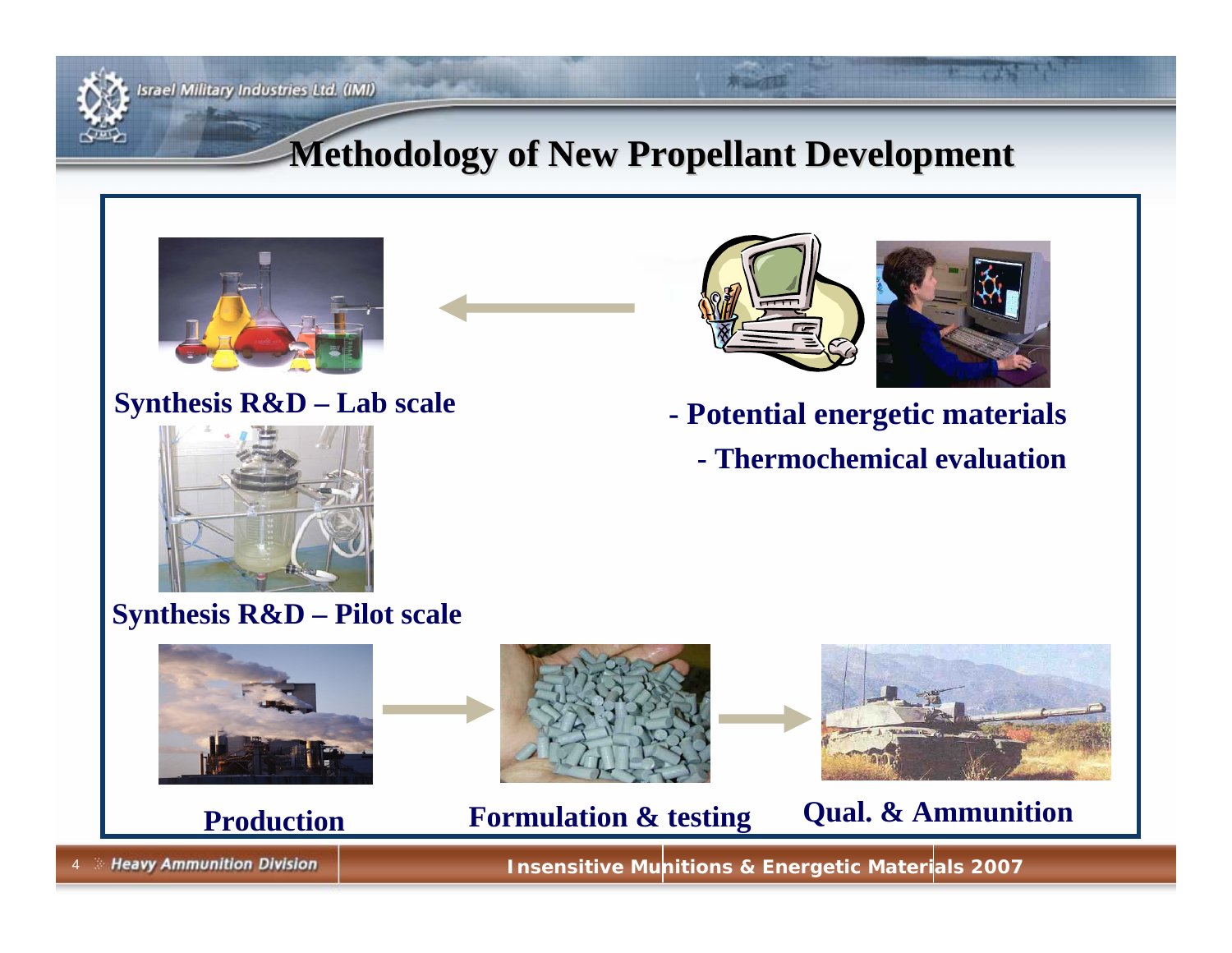# Methodology of New Propellant Development

Synthesis R&D – Lab scale

- Potential energetic materials
  - Thermochemical evaluation

Synthesis R&D – Pilot scale

Production

Formulation & testing

Qual. & Ammunition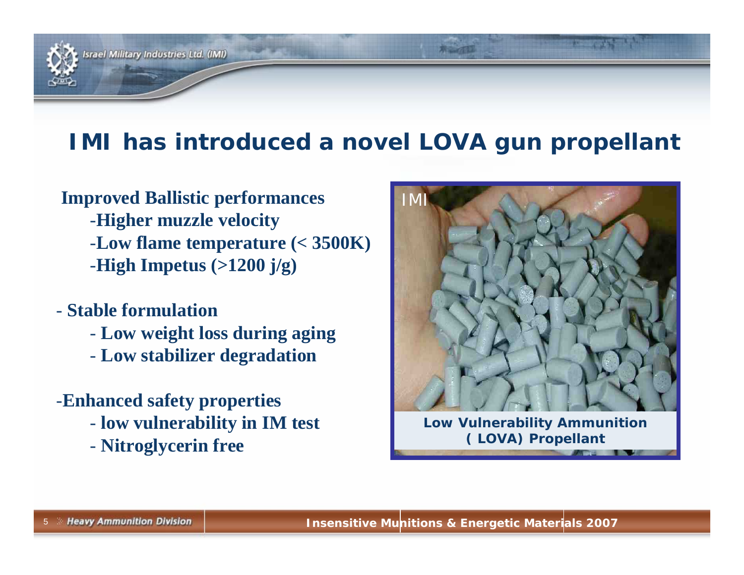# IMI has introduced a novel LOVA gun propellant

**Improved Ballistic performances**

- **Higher muzzle velocity**
- **Low flame temperature (< 3500K)**
- **High Impetus (>1200 j/g)**

- **Stable formulation**
  - **Low weight loss during aging**
  - **Low stabilizer degradation**

- **Enhanced safety properties**
  - **low vulnerability in IM test**
  - **Nitroglycerin free**

**Low Vulnerability Ammunition ( LOVA) Propellant**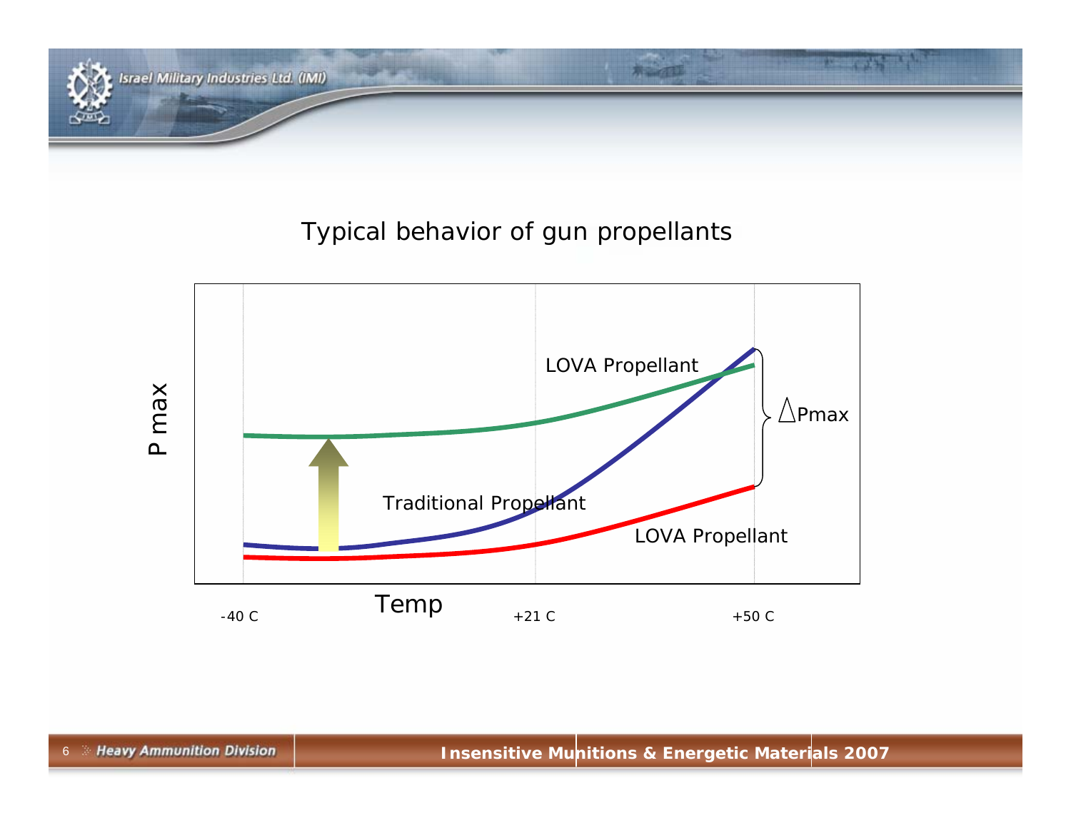## Typical behavior of gun propellants

P max

LOVA Propellant

$\triangle$Pmax

Traditional Propellant

LOVA Propellant

Temp

-40 C    +21 C    +50 C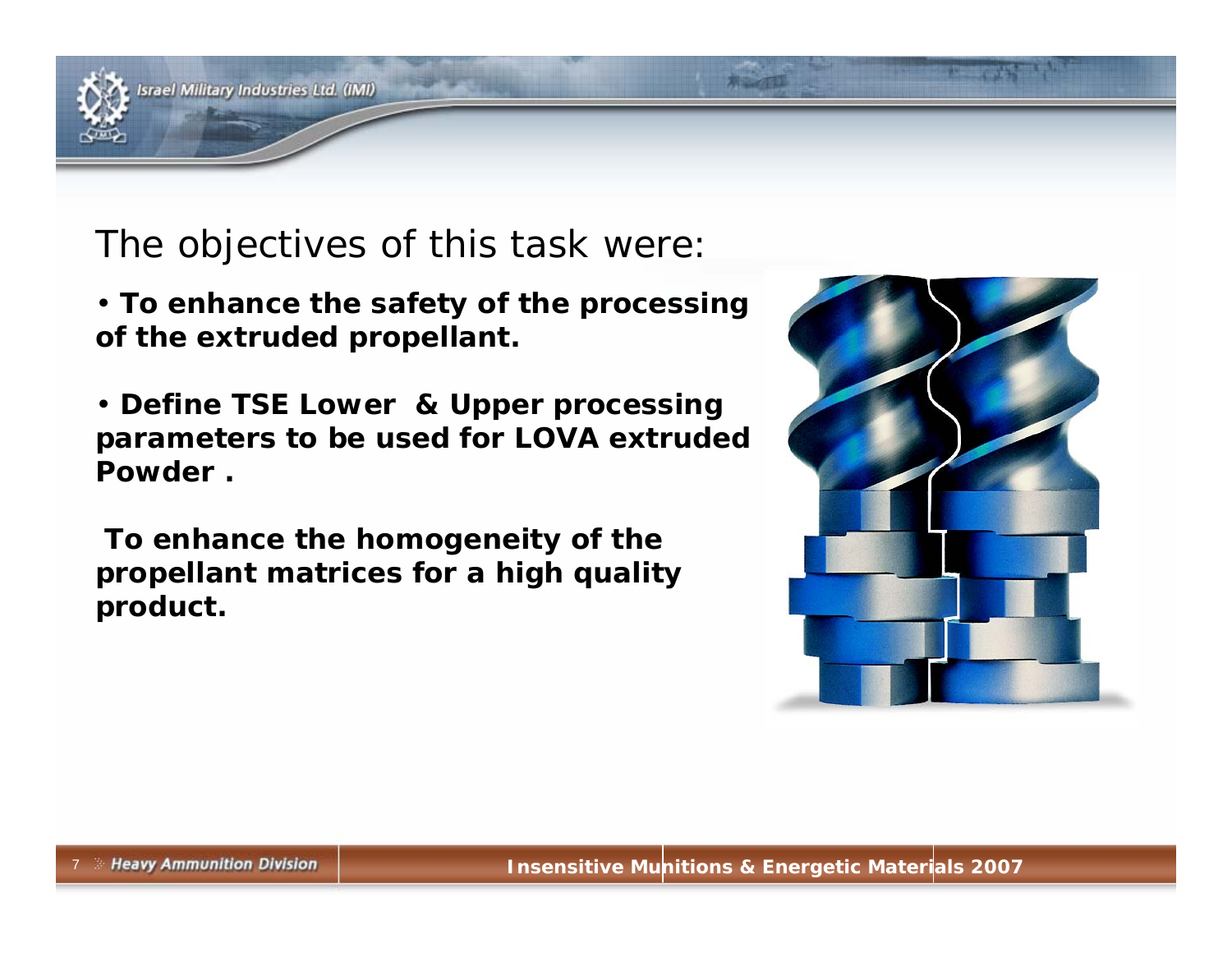The objectives of this task were:

- **To enhance the safety of the processing of the extruded propellant.**
- **Define TSE Lower & Upper processing parameters to be used for LOVA extruded Powder .**

**To enhance the homogeneity of the propellant matrices for a high quality product.**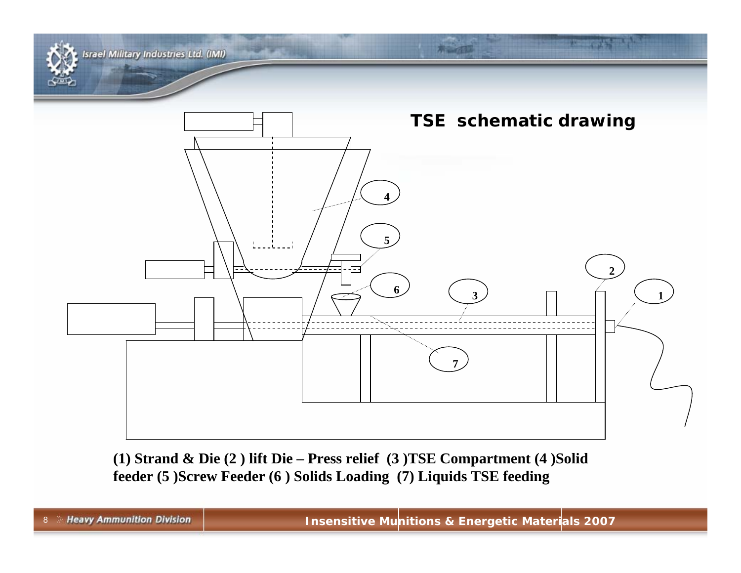## TSE schematic drawing

**(1) Strand & Die (2 ) lift Die – Press relief (3 )TSE Compartment (4 )Solid feeder (5 )Screw Feeder (6 ) Solids Loading (7) Liquids TSE feeding**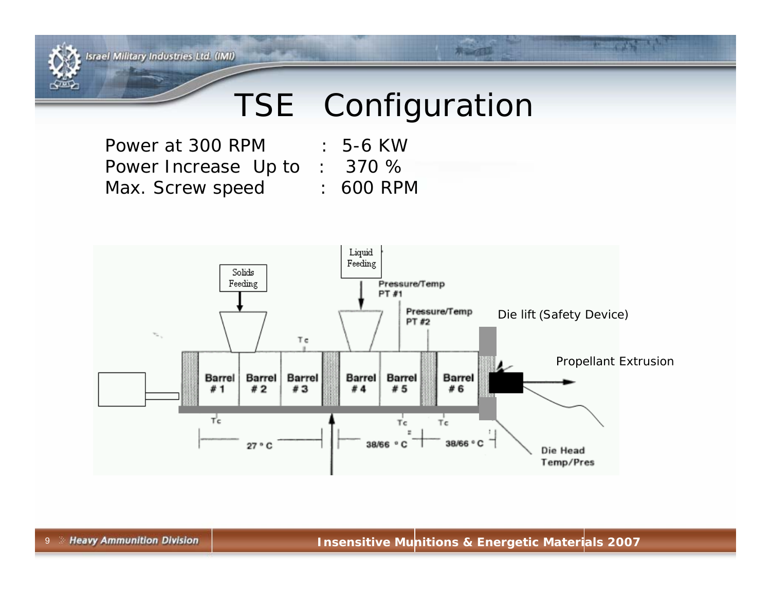# TSE Configuration

Power at 300 RPM : 5-6 KW
Power Increase Up to : 370 %
Max. Screw speed : 600 RPM

Solids Feeding

Liquid Feeding

Pressure/Temp PT #1

Pressure/Temp PT #2

Die lift (Safety Device)

Propellant Extrusion

Barrel # 1 | Barrel # 2 | Barrel # 3 | Barrel # 4 | Barrel # 5 | Barrel # 6

Tc

27 °C

38/66 °C

38/66 °C

Die Head Temp/Pres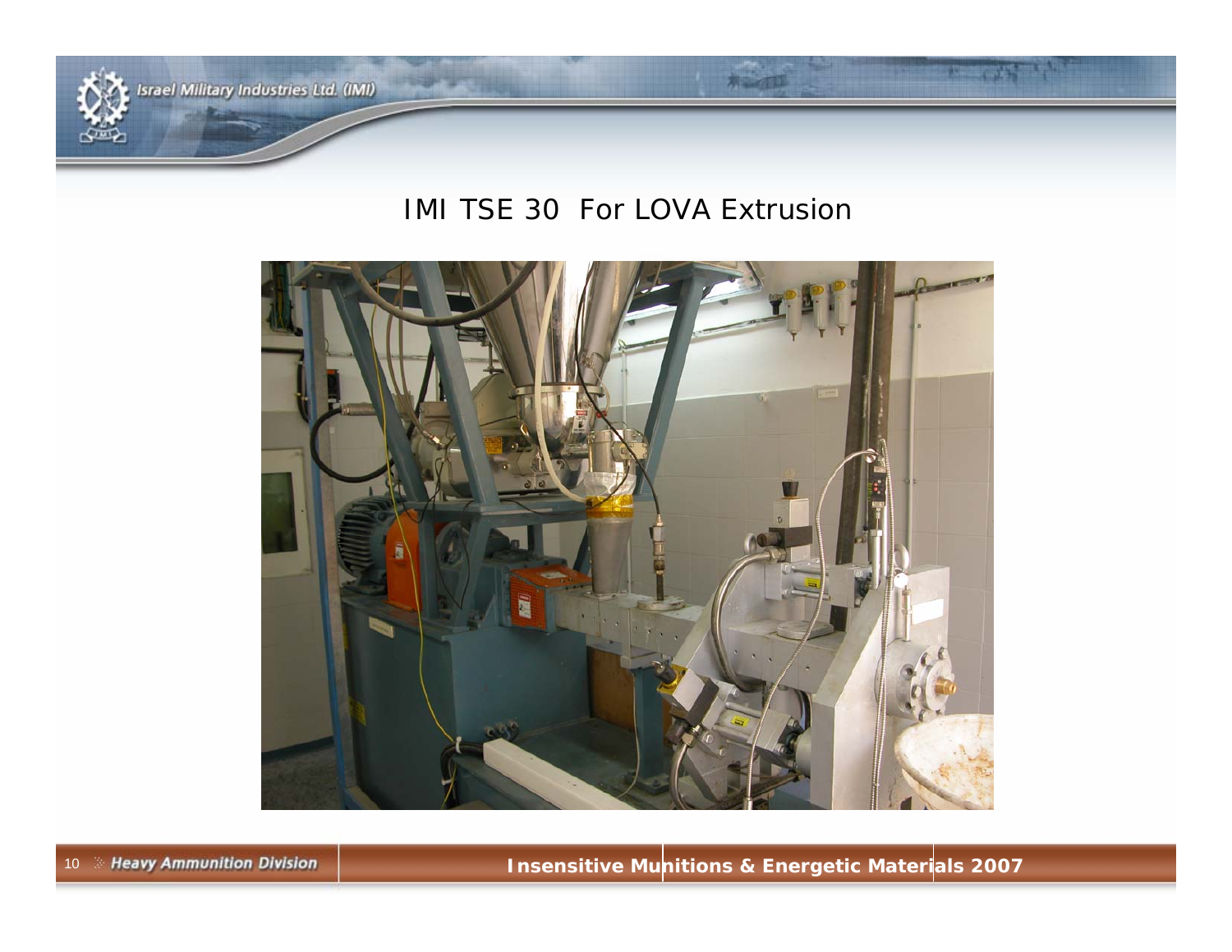# IMI TSE 30 For LOVA Extrusion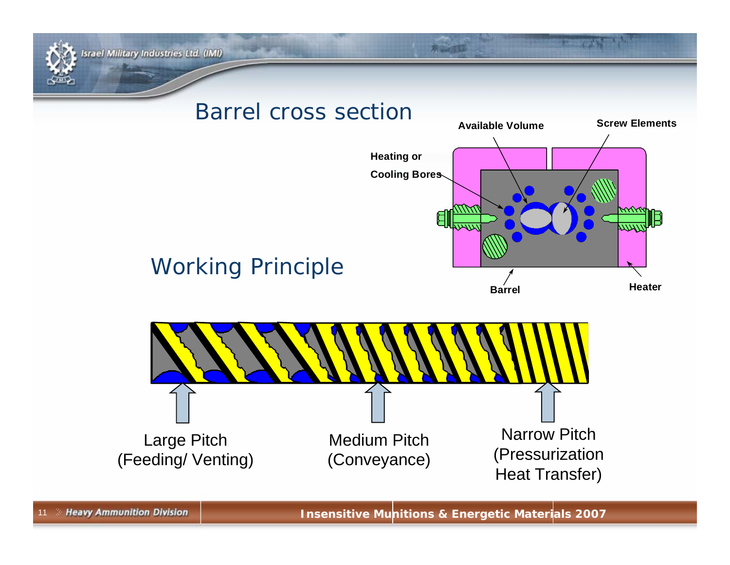## Barrel cross section

Available Volume

Screw Elements

Heating or Cooling Bores

Barrel

Heater

## Working Principle

Large Pitch (Feeding/ Venting)

Medium Pitch (Conveyance)

Narrow Pitch (Pressurization Heat Transfer)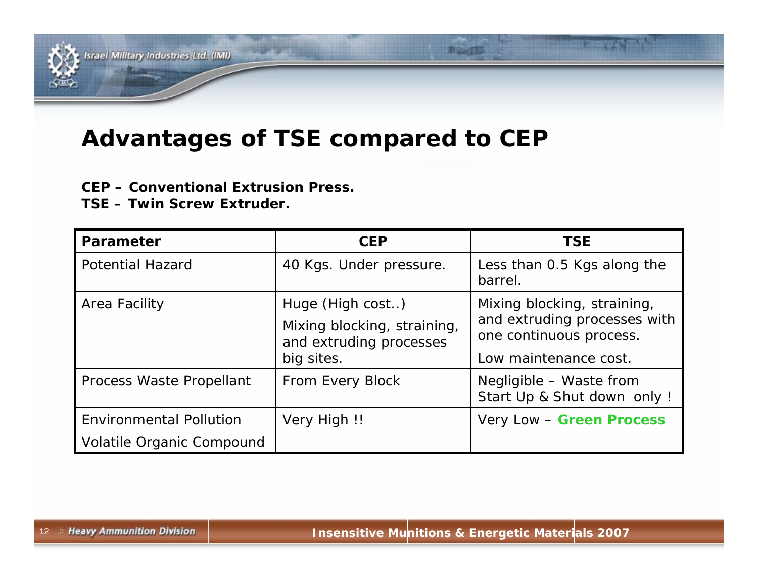# Advantages of TSE compared to CEP

**CEP – Conventional Extrusion Press.**
**TSE – Twin Screw Extruder.**

| Parameter | CEP | TSE |
|---|---|---|
| Potential Hazard | 40 Kgs. Under pressure. | Less than 0.5 Kgs along the barrel. |
| Area Facility | Huge (High cost..)<br>Mixing blocking, straining, and extruding processes big sites. | Mixing blocking, straining, and extruding processes with one continuous process.<br>Low maintenance cost. |
| Process Waste Propellant | From Every Block | Negligible – Waste from Start Up & Shut down only ! |
| Environmental Pollution<br>Volatile Organic Compound | Very High !! | Very Low – **Green Process** |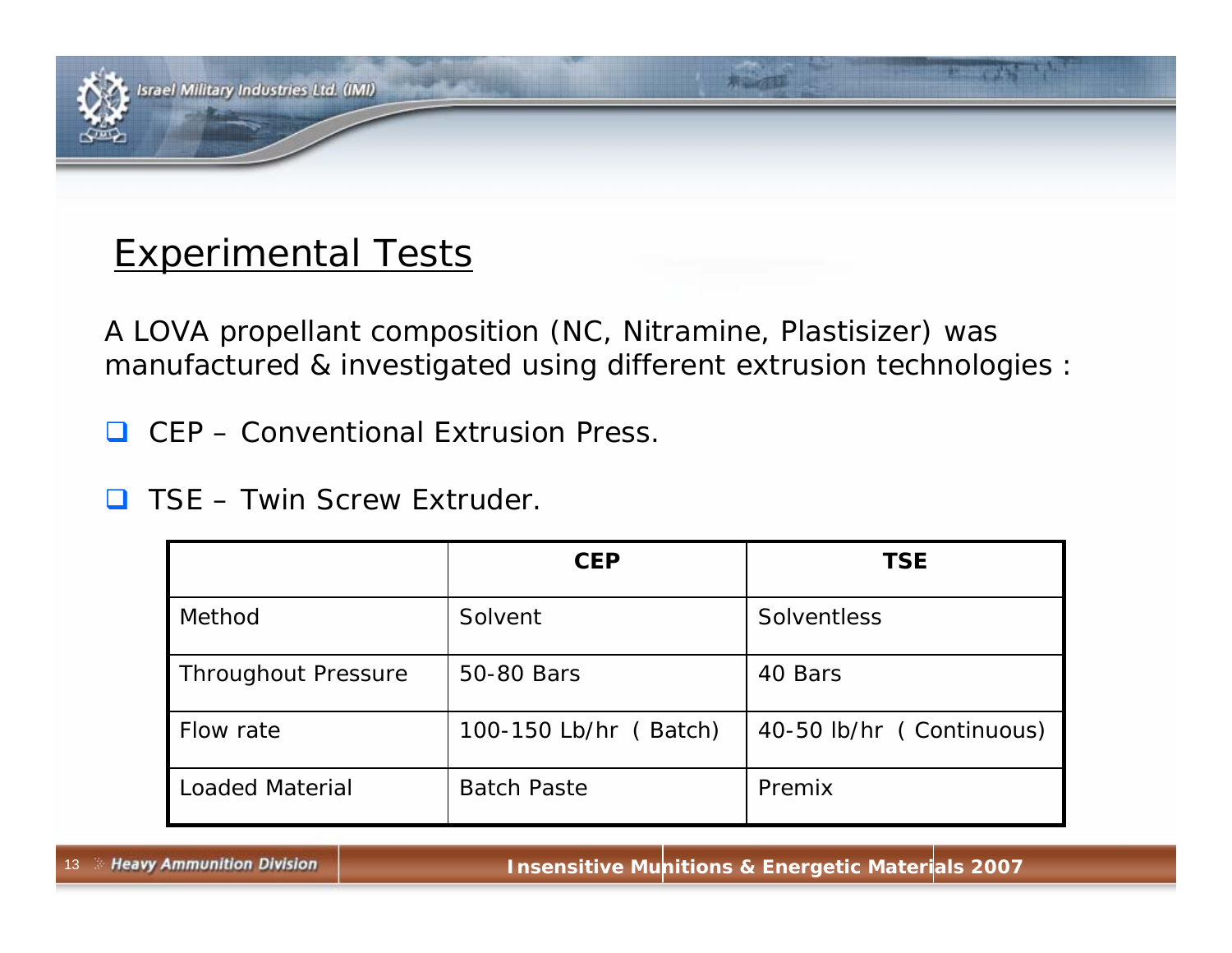## Experimental Tests

A LOVA propellant composition (NC, Nitramine, Plastisizer) was manufactured & investigated using different extrusion technologies :

- CEP – Conventional Extrusion Press.
- TSE – Twin Screw Extruder.

| | CEP | TSE |
|---|---|---|
| Method | Solvent | Solventless |
| Throughout Pressure | 50-80 Bars | 40 Bars |
| Flow rate | 100-150 Lb/hr ( Batch) | 40-50 lb/hr ( Continuous) |
| Loaded Material | Batch Paste | Premix |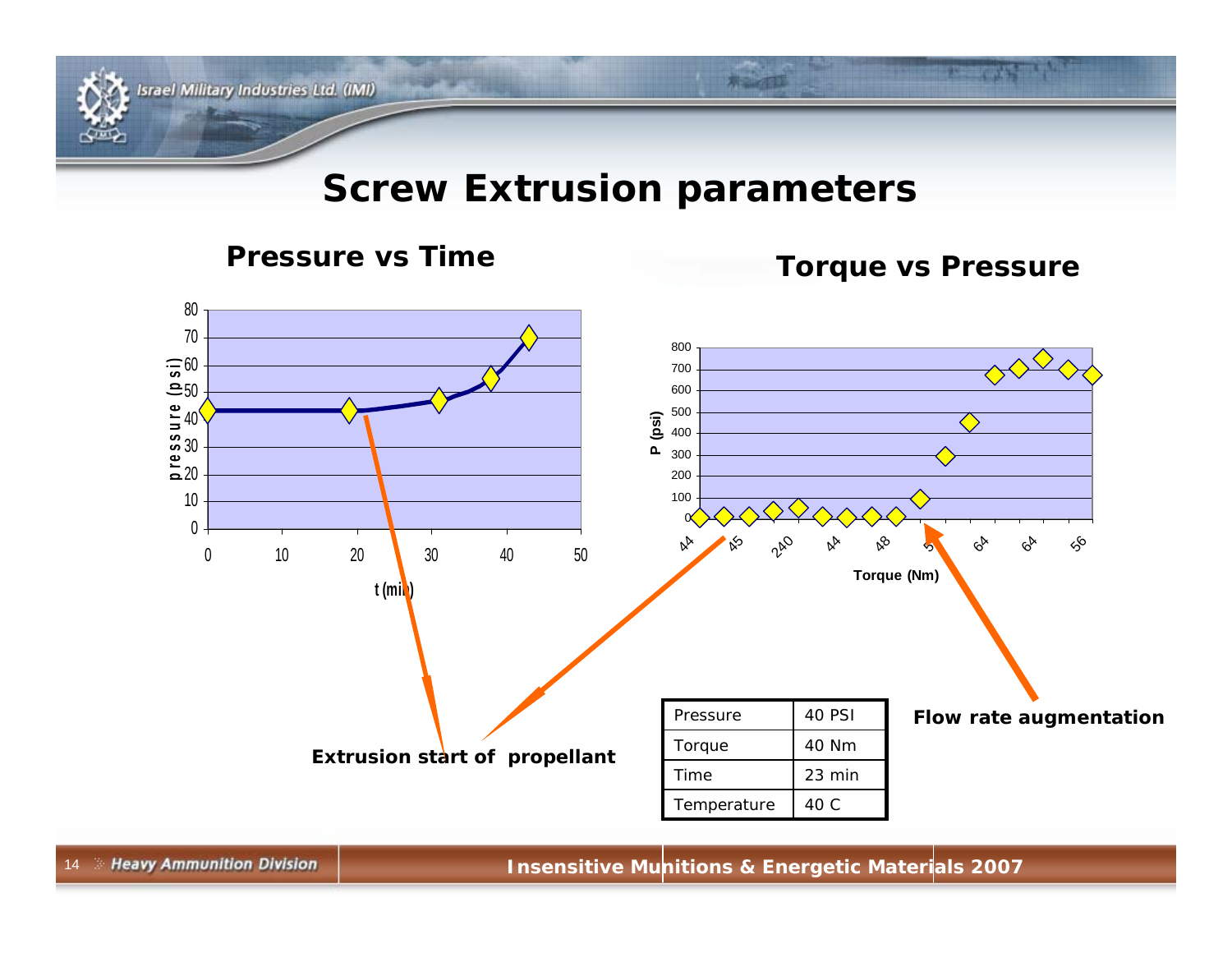# Screw Extrusion parameters

## Pressure vs Time

## Torque vs Pressure

**Extrusion start of propellant**

**Flow rate augmentation**

| Pressure | 40 PSI |
|---|---|
| Torque | 40 Nm |
| Time | 23 min |
| Temperature | 40 C |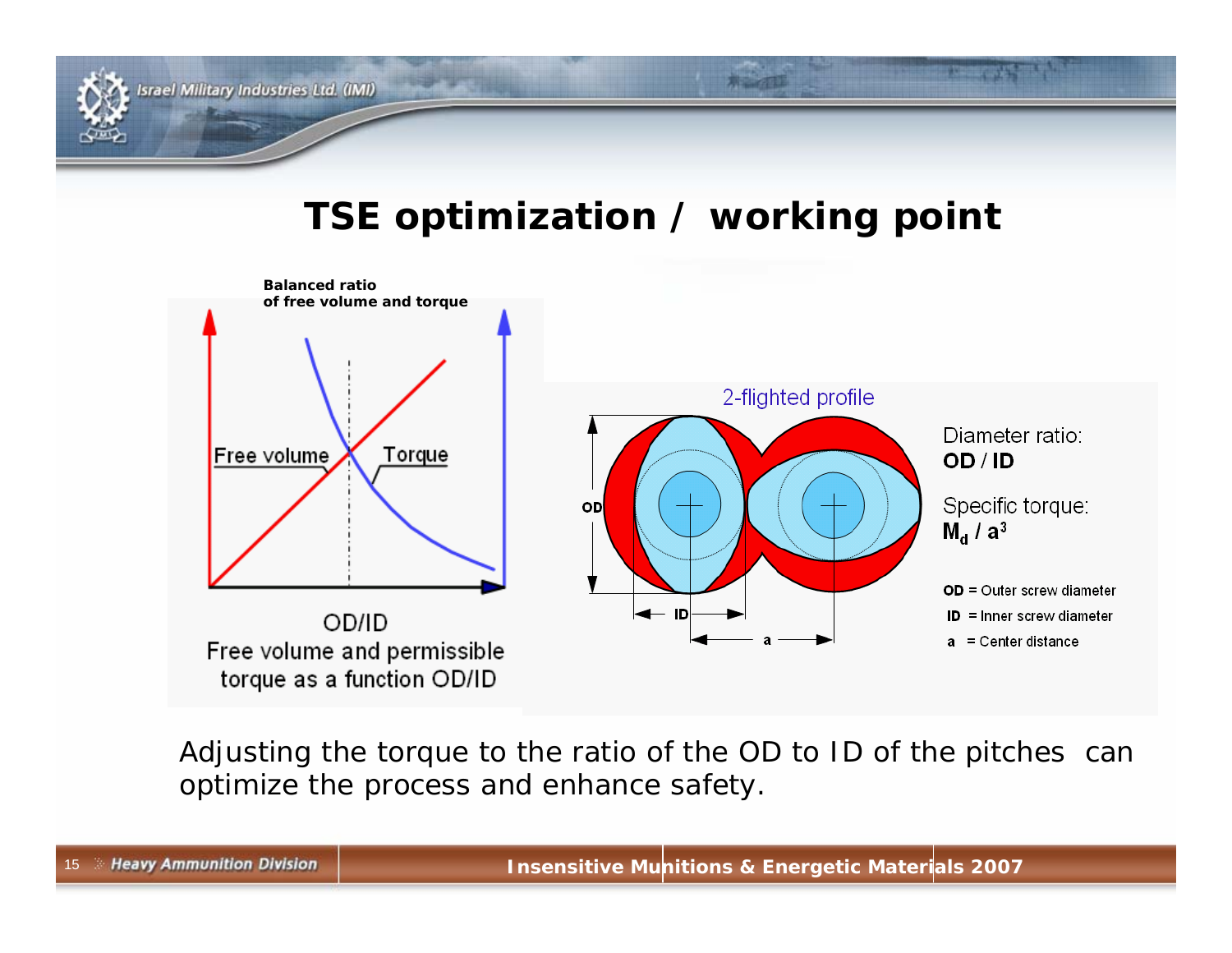# TSE optimization / working point

**Balanced ratio of free volume and torque**

Free volume

Torque

OD/ID

Free volume and permissible torque as a function OD/ID

2-flighted profile

OD

ID

a

Diameter ratio:
**OD / ID**

Specific torque:
$\mathbf{M_d / a^3}$

**OD** = Outer screw diameter

**ID** = Inner screw diameter

**a** = Center distance

Adjusting the torque to the ratio of the OD to ID of the pitches can optimize the process and enhance safety.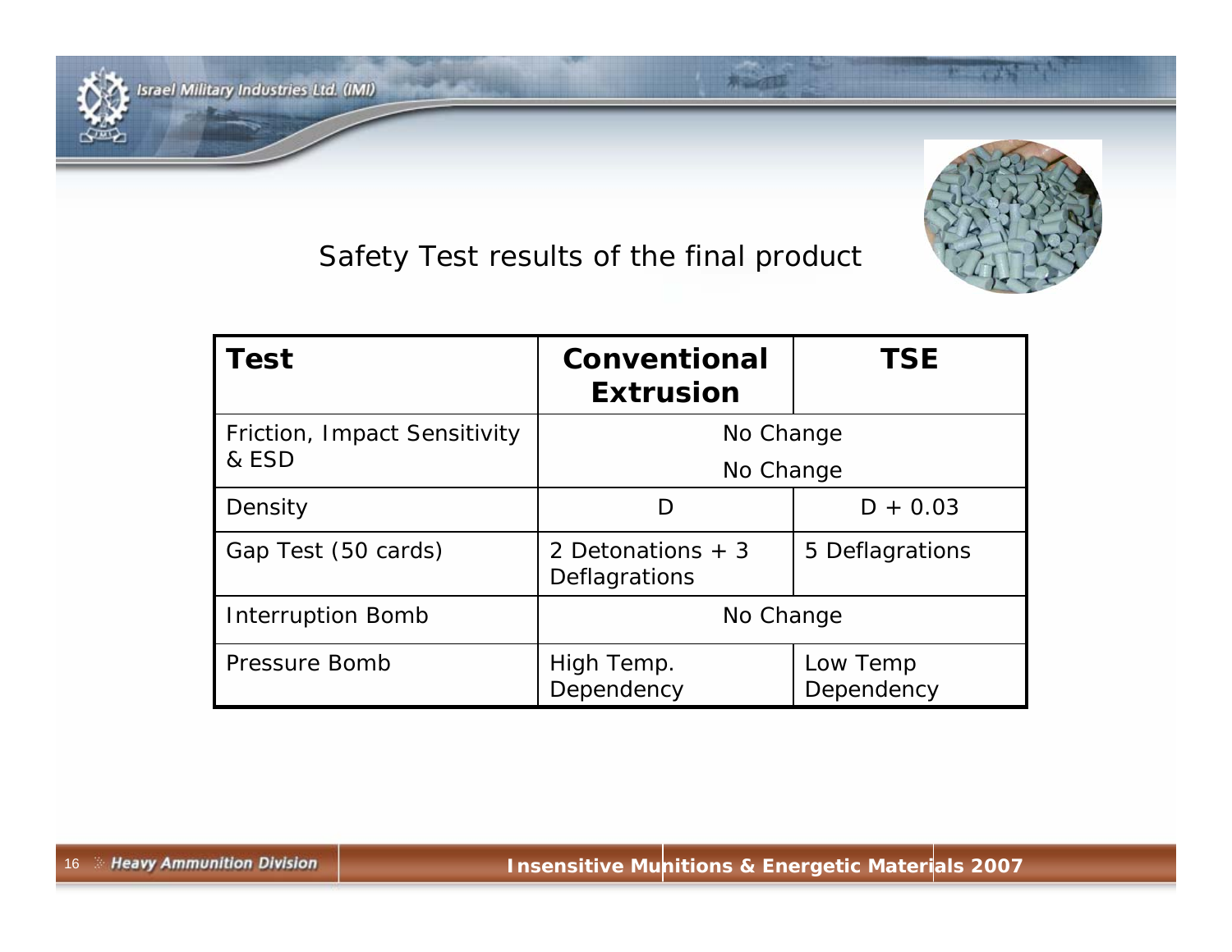## Safety Test results of the final product

| Test | Conventional Extrusion | TSE |
|---|---|---|
| Friction, Impact Sensitivity & ESD | No Change<br>No Change | |
| Density | D | D + 0.03 |
| Gap Test (50 cards) | 2 Detonations + 3 Deflagrations | 5 Deflagrations |
| Interruption Bomb | No Change | |
| Pressure Bomb | High Temp. Dependency | Low Temp Dependency |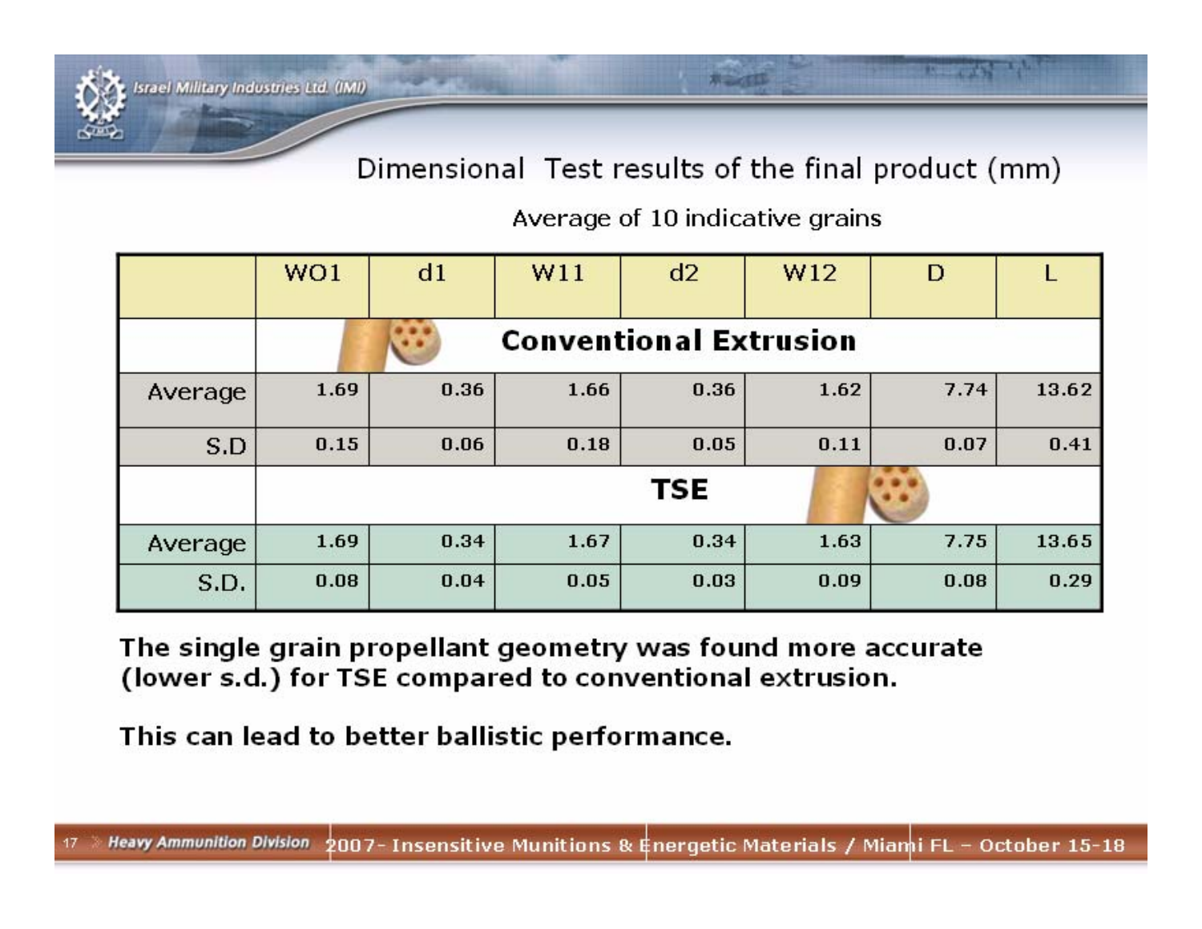## Dimensional Test results of the final product (mm)

Average of 10 indicative grains

| | WO1 | d1 | W11 | d2 | W12 | D | L |
|---|---|---|---|---|---|---|---|
| | **Conventional Extrusion** | | | | | | |
| Average | 1.69 | 0.36 | 1.66 | 0.36 | 1.62 | 7.74 | 13.62 |
| S.D | 0.15 | 0.06 | 0.18 | 0.05 | 0.11 | 0.07 | 0.41 |
| | **TSE** | | | | | | |
| Average | 1.69 | 0.34 | 1.67 | 0.34 | 1.63 | 7.75 | 13.65 |
| S.D. | 0.08 | 0.04 | 0.05 | 0.03 | 0.09 | 0.08 | 0.29 |

**The single grain propellant geometry was found more accurate (lower s.d.) for TSE compared to conventional extrusion.**

**This can lead to better ballistic performance.**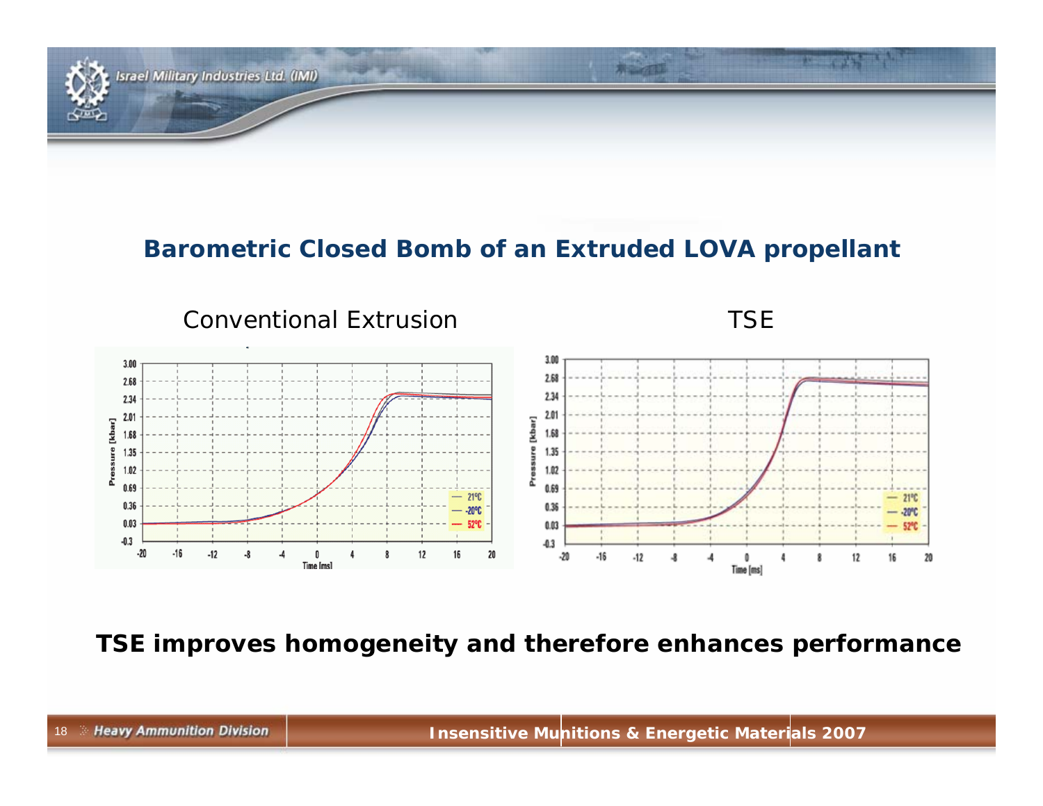## Barometric Closed Bomb of an Extruded LOVA propellant

Conventional Extrusion

TSE

**TSE improves homogeneity and therefore enhances performance**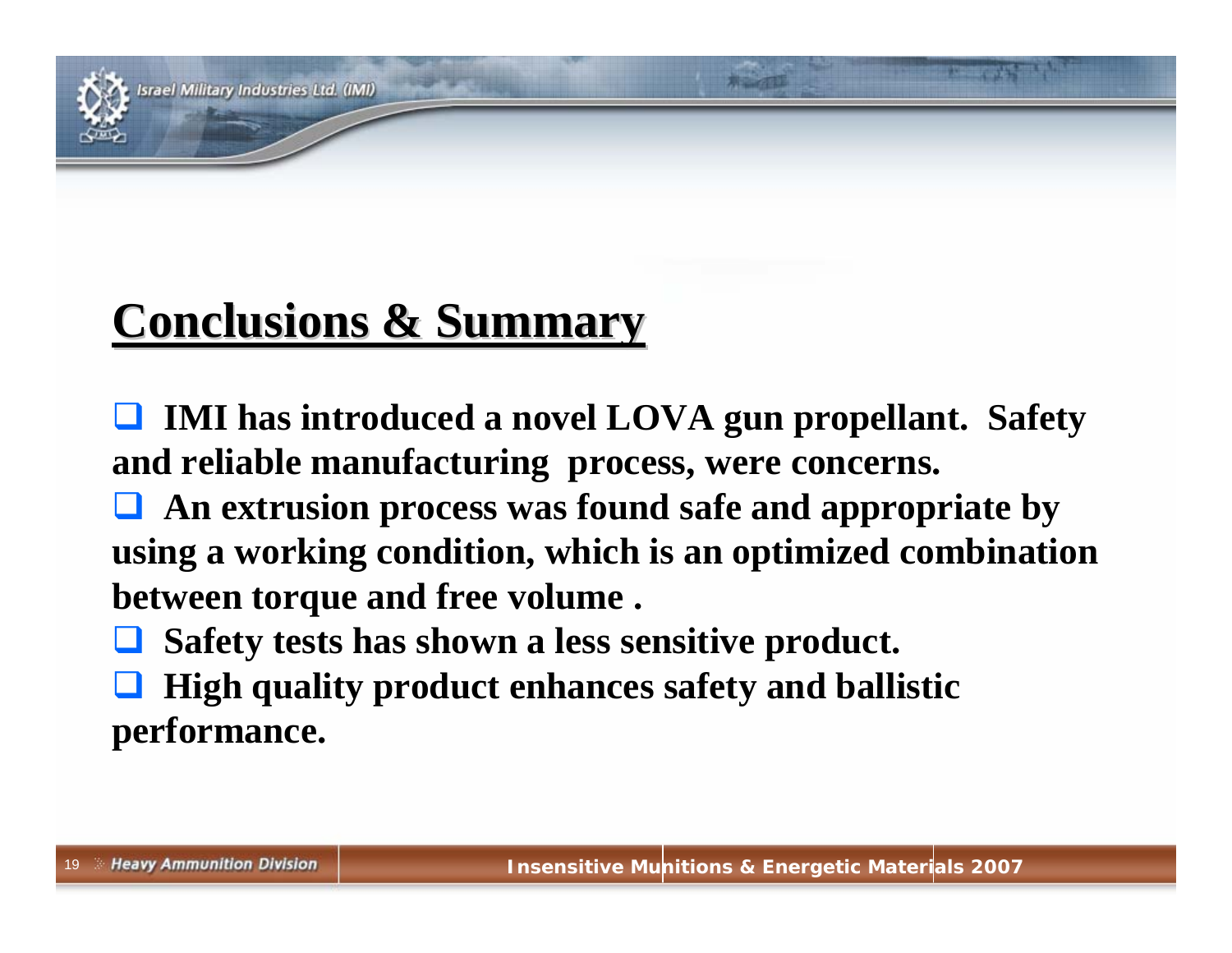# Conclusions & Summary

- **IMI has introduced a novel LOVA gun propellant. Safety and reliable manufacturing process, were concerns.**
- **An extrusion process was found safe and appropriate by using a working condition, which is an optimized combination between torque and free volume .**
- **Safety tests has shown a less sensitive product.**
- **High quality product enhances safety and ballistic performance.**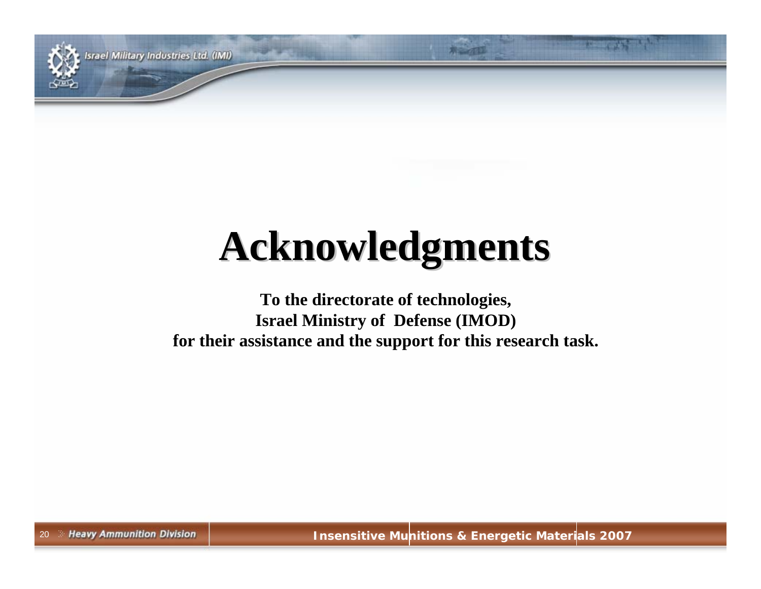# Acknowledgments

**To the directorate of technologies,**
**Israel Ministry of Defense (IMOD)**
**for their assistance and the support for this research task.**